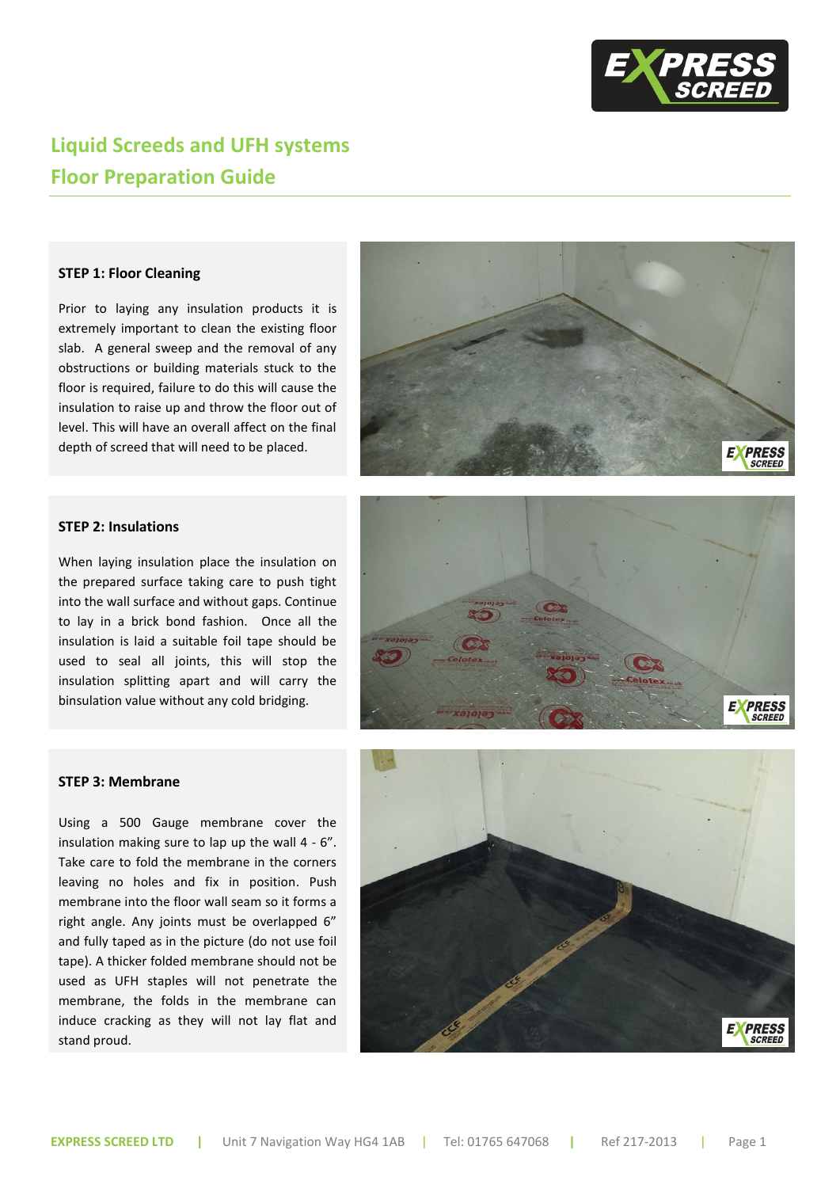# Liquid Screeds and UFH systems

# Floor Preparation Guide

### STEP 1: Floor Cleaning

Prior to laying any insulation products it is extremely important to clean the existing floor slab. A general sweep and the removal of any obstructions or building materials stuck to the floor is required, failure to do this will cause the insulation to raise up and throw the floor out of level. This will have an overall affect on the final depth of screed that will need to be placed.

### STEP 2: Insulations

When laying insulation place the insulation on the prepared surface taking care to push tight into the wall surface and without gaps. Continue to lay in a brick bond fashion. Once all the insulation is laid a suitable foil tape should be used to seal all joints, this will stop the insulation splitting apart and will carry the binsulation value without any cold bridging.

### STEP 3: Membrane

Using a 500 Gauge membrane cover the insulation making sure to lap up the wall 4 - 6". Take care to fold the membrane in the corners leaving no holes and fix in position. Push membrane into the floor wall seam so it forms a right angle. Any joints must be overlapped 6" and fully taped as in the picture (do not use foil tape). A thicker folded membrane should not be used as UFH staples will not penetrate the membrane, the folds in the membrane can induce cracking as they will not lay flat and stand proud.

**EXPRESS SCREED LTD** | Unit 7 Navigation Way HG4 1AB | Tel: 01765 647068 | Ref 217-2013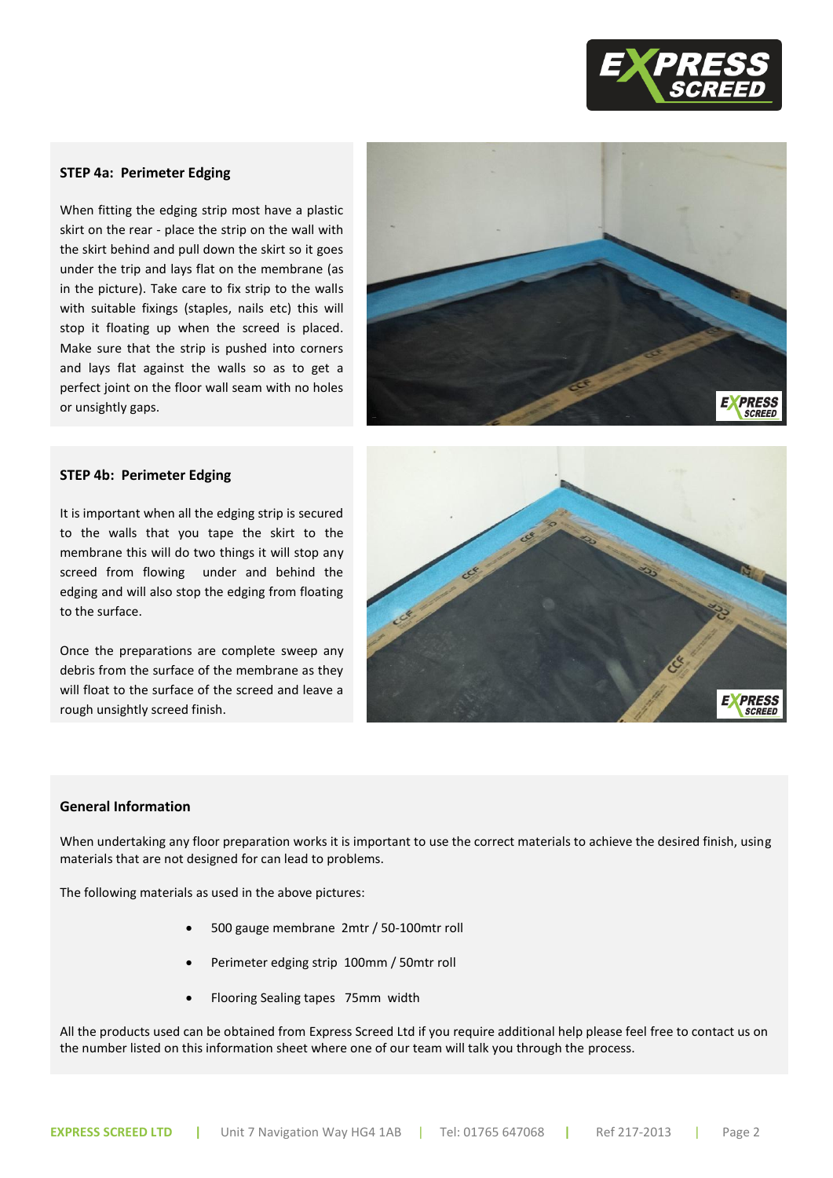### STEP 4a: Perimeter Edging

When fitting the edging strip most have a plastic skirt on the rear - place the strip on the wall with the skirt behind and pull down the skirt so it goes under the trip and lays flat on the membrane (as in the picture). Take care to fix strip to the walls with suitable fixings (staples, nails etc) this will stop it floating up when the screed is placed. Make sure that the strip is pushed into corners and lays flat against the walls so as to get a perfect joint on the floor wall seam with no holes or unsightly gaps.

### STEP 4b: Perimeter Edging

It is important when all the edging strip is secured to the walls that you tape the skirt to the membrane this will do two things it will stop any screed from flowing under and behind the edging and will also stop the edging from floating to the surface.

Once the preparations are complete sweep any debris from the surface of the membrane as they will float to the surface of the screed and leave a rough unsightly screed finish.

### General Information

When undertaking any floor preparation works it is important to use the correct materials to achieve the desired finish, using materials that are not designed for can lead to problems.

The following materials as used in the above pictures:

- 500 gauge membrane 2mtr / 50-100mtr roll
- Perimeter edging strip 100mm / 50mtr roll
- Flooring Sealing tapes 75mm width

All the products used can be obtained from Express Screed Ltd if you require additional help please feel free to contact us on the number listed on this information sheet where one of our team will talk you through the process.